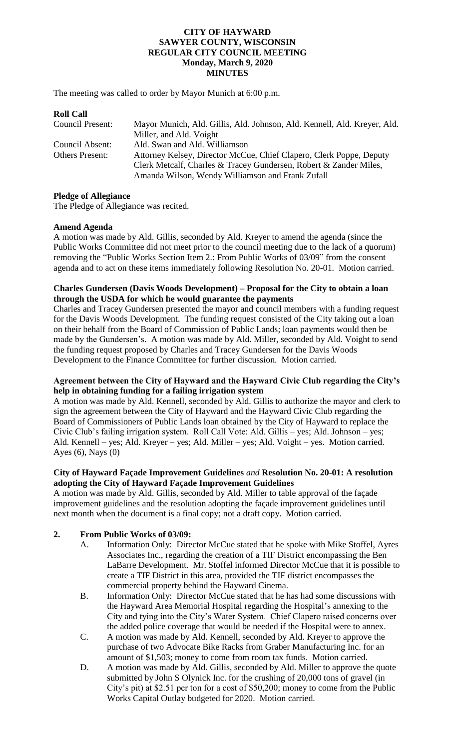# CITY OF HAYWARD
## SAWYER COUNTY, WISCONSIN
## REGULAR CITY COUNCIL MEETING
### Monday, March 9, 2020
### MINUTES

The meeting was called to order by Mayor Munich at 6:00 p.m.

**Roll Call**

| | |
|---|---|
| Council Present: | Mayor Munich, Ald. Gillis, Ald. Johnson, Ald. Kennell, Ald. Kreyer, Ald. Miller, and Ald. Voight |
| Council Absent: | Ald. Swan and Ald. Williamson |
| Others Present: | Attorney Kelsey, Director McCue, Chief Clapero, Clerk Poppe, Deputy Clerk Metcalf, Charles & Tracey Gundersen, Robert & Zander Miles, Amanda Wilson, Wendy Williamson and Frank Zufall |

**Pledge of Allegiance**

The Pledge of Allegiance was recited.

**Amend Agenda**

A motion was made by Ald. Gillis, seconded by Ald. Kreyer to amend the agenda (since the Public Works Committee did not meet prior to the council meeting due to the lack of a quorum) removing the "Public Works Section Item 2.: From Public Works of 03/09" from the consent agenda and to act on these items immediately following Resolution No. 20-01. Motion carried.

**Charles Gundersen (Davis Woods Development) – Proposal for the City to obtain a loan through the USDA for which he would guarantee the payments**

Charles and Tracey Gundersen presented the mayor and council members with a funding request for the Davis Woods Development. The funding request consisted of the City taking out a loan on their behalf from the Board of Commission of Public Lands; loan payments would then be made by the Gundersen's. A motion was made by Ald. Miller, seconded by Ald. Voight to send the funding request proposed by Charles and Tracey Gundersen for the Davis Woods Development to the Finance Committee for further discussion. Motion carried.

**Agreement between the City of Hayward and the Hayward Civic Club regarding the City's help in obtaining funding for a failing irrigation system**

A motion was made by Ald. Kennell, seconded by Ald. Gillis to authorize the mayor and clerk to sign the agreement between the City of Hayward and the Hayward Civic Club regarding the Board of Commissioners of Public Lands loan obtained by the City of Hayward to replace the Civic Club's failing irrigation system. Roll Call Vote: Ald. Gillis – yes; Ald. Johnson – yes; Ald. Kennell – yes; Ald. Kreyer – yes; Ald. Miller – yes; Ald. Voight – yes. Motion carried. Ayes (6), Nays (0)

**City of Hayward Façade Improvement Guidelines** *and* **Resolution No. 20-01: A resolution adopting the City of Hayward Façade Improvement Guidelines**

A motion was made by Ald. Gillis, seconded by Ald. Miller to table approval of the façade improvement guidelines and the resolution adopting the façade improvement guidelines until next month when the document is a final copy; not a draft copy. Motion carried.

**2. From Public Works of 03/09:**

A. Information Only: Director McCue stated that he spoke with Mike Stoffel, Ayres Associates Inc., regarding the creation of a TIF District encompassing the Ben LaBarre Development. Mr. Stoffel informed Director McCue that it is possible to create a TIF District in this area, provided the TIF district encompasses the commercial property behind the Hayward Cinema.

B. Information Only: Director McCue stated that he has had some discussions with the Hayward Area Memorial Hospital regarding the Hospital's annexing to the City and tying into the City's Water System. Chief Clapero raised concerns over the added police coverage that would be needed if the Hospital were to annex.

C. A motion was made by Ald. Kennell, seconded by Ald. Kreyer to approve the purchase of two Advocate Bike Racks from Graber Manufacturing Inc. for an amount of $1,503; money to come from room tax funds. Motion carried.

D. A motion was made by Ald. Gillis, seconded by Ald. Miller to approve the quote submitted by John S Olynick Inc. for the crushing of 20,000 tons of gravel (in City's pit) at $2.51 per ton for a cost of $50,200; money to come from the Public Works Capital Outlay budgeted for 2020. Motion carried.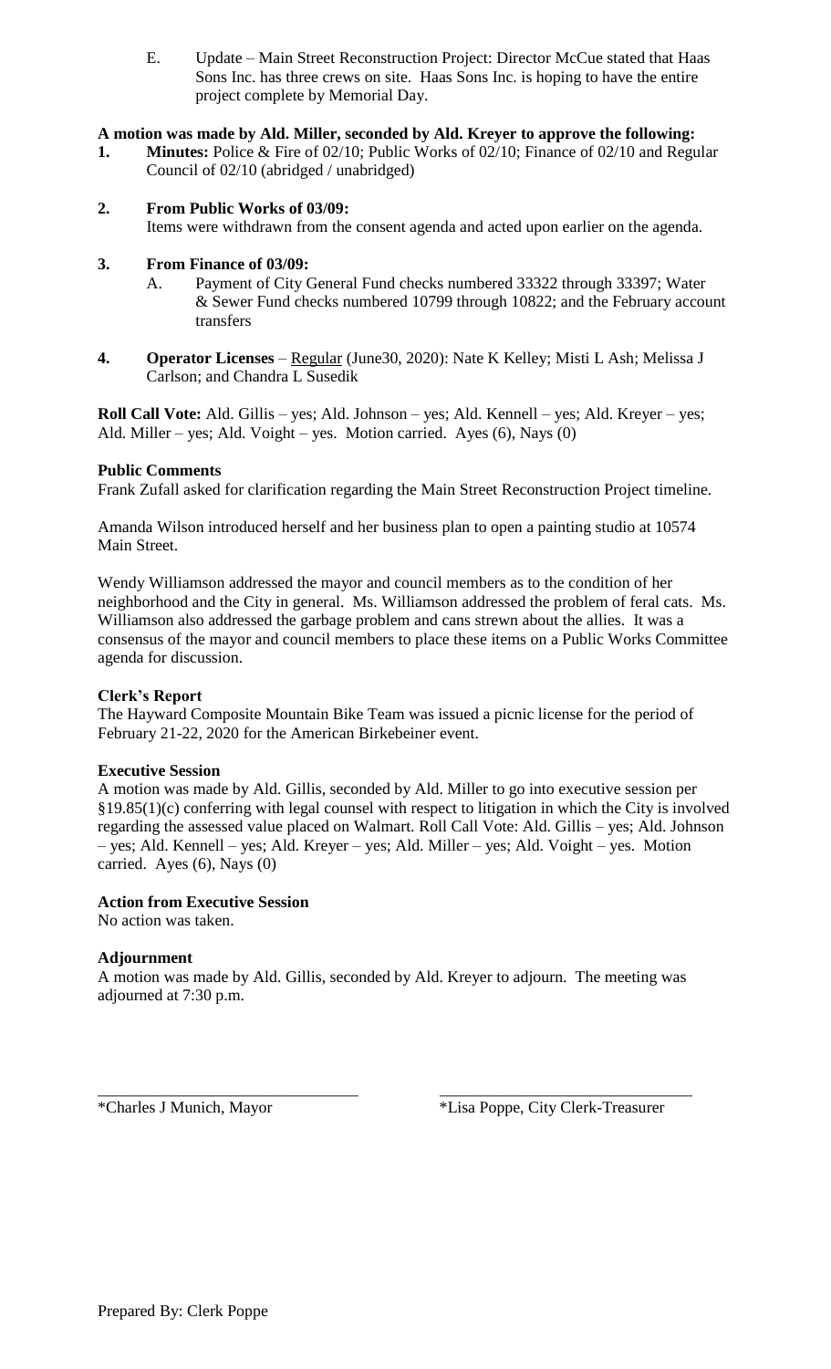E. Update – Main Street Reconstruction Project: Director McCue stated that Haas Sons Inc. has three crews on site. Haas Sons Inc. is hoping to have the entire project complete by Memorial Day.

**A motion was made by Ald. Miller, seconded by Ald. Kreyer to approve the following:**

1. **Minutes:** Police & Fire of 02/10; Public Works of 02/10; Finance of 02/10 and Regular Council of 02/10 (abridged / unabridged)

2. **From Public Works of 03/09:**
   Items were withdrawn from the consent agenda and acted upon earlier on the agenda.

3. **From Finance of 03/09:**
   A. Payment of City General Fund checks numbered 33322 through 33397; Water & Sewer Fund checks numbered 10799 through 10822; and the February account transfers

4. **Operator Licenses** – Regular (June30, 2020): Nate K Kelley; Misti L Ash; Melissa J Carlson; and Chandra L Susedik

**Roll Call Vote:** Ald. Gillis – yes; Ald. Johnson – yes; Ald. Kennell – yes; Ald. Kreyer – yes; Ald. Miller – yes; Ald. Voight – yes. Motion carried. Ayes (6), Nays (0)

**Public Comments**

Frank Zufall asked for clarification regarding the Main Street Reconstruction Project timeline.

Amanda Wilson introduced herself and her business plan to open a painting studio at 10574 Main Street.

Wendy Williamson addressed the mayor and council members as to the condition of her neighborhood and the City in general. Ms. Williamson addressed the problem of feral cats. Ms. Williamson also addressed the garbage problem and cans strewn about the allies. It was a consensus of the mayor and council members to place these items on a Public Works Committee agenda for discussion.

**Clerk's Report**

The Hayward Composite Mountain Bike Team was issued a picnic license for the period of February 21-22, 2020 for the American Birkebeiner event.

**Executive Session**

A motion was made by Ald. Gillis, seconded by Ald. Miller to go into executive session per §19.85(1)(c) conferring with legal counsel with respect to litigation in which the City is involved regarding the assessed value placed on Walmart. Roll Call Vote: Ald. Gillis – yes; Ald. Johnson – yes; Ald. Kennell – yes; Ald. Kreyer – yes; Ald. Miller – yes; Ald. Voight – yes. Motion carried. Ayes (6), Nays (0)

**Action from Executive Session**

No action was taken.

**Adjournment**

A motion was made by Ald. Gillis, seconded by Ald. Kreyer to adjourn. The meeting was adjourned at 7:30 p.m.

\_\_\_\_\_\_\_\_\_\_\_\_\_\_\_\_\_\_\_\_\_\_\_\_\_\_\_\_\_\_\_\_ \_\_\_\_\_\_\_\_\_\_\_\_\_\_\_\_\_\_\_\_\_\_\_\_\_\_\_\_\_\_\_\_

*Charles J Munich, Mayor *Lisa Poppe, City Clerk-Treasurer

Prepared By: Clerk Poppe